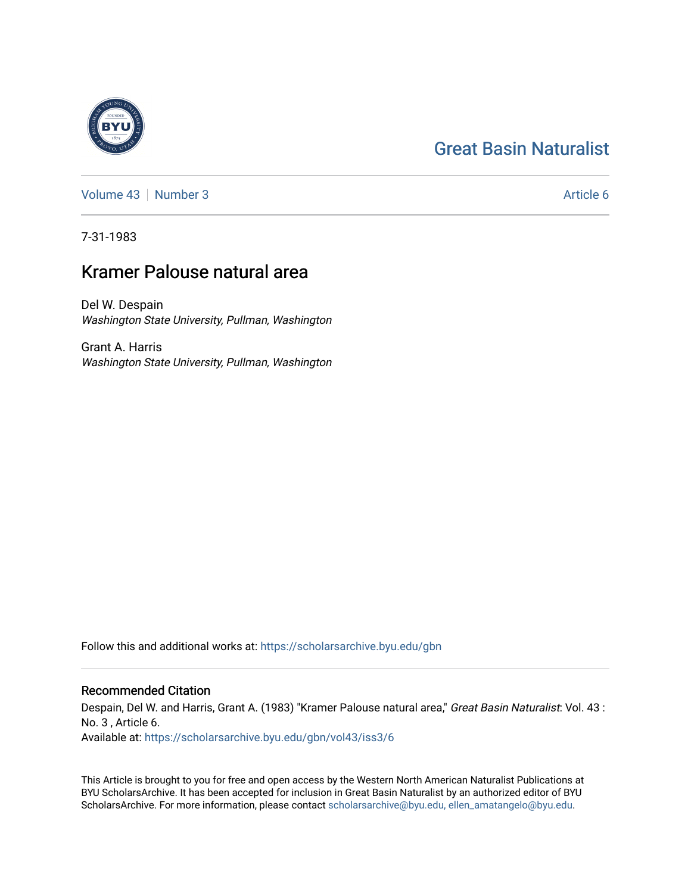Great Basin Naturalist

Volume 43 | Number 3 | Article 6

7-31-1983

# Kramer Palouse natural area

Del W. Despain
*Washington State University, Pullman, Washington*

Grant A. Harris
*Washington State University, Pullman, Washington*

Follow this and additional works at: https://scholarsarchive.byu.edu/gbn

## Recommended Citation

Despain, Del W. and Harris, Grant A. (1983) "Kramer Palouse natural area," *Great Basin Naturalist*: Vol. 43 : No. 3 , Article 6.
Available at: https://scholarsarchive.byu.edu/gbn/vol43/iss3/6

This Article is brought to you for free and open access by the Western North American Naturalist Publications at BYU ScholarsArchive. It has been accepted for inclusion in Great Basin Naturalist by an authorized editor of BYU ScholarsArchive. For more information, please contact scholarsarchive@byu.edu, ellen_amatangelo@byu.edu.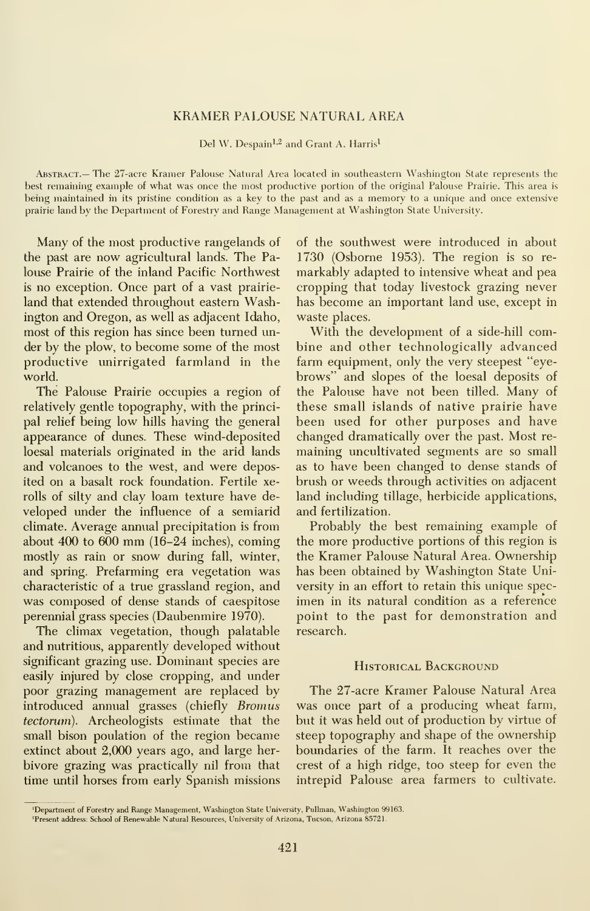# KRAMER PALOUSE NATURAL AREA

Del W. Despain[1,2] and Grant A. Harris[1]

Abstract.— The 27-acre Kramer Palouse Natural Area located in southeastern Washington State represents the best remaining example of what was once the most productive portion of the original Palouse Prairie. This area is being maintained in its pristine condition as a key to the past and as a memory to a unique and once extensive prairie land by the Department of Forestry and Range Management at Washington State University.

Many of the most productive rangelands of the past are now agricultural lands. The Palouse Prairie of the inland Pacific Northwest is no exception. Once part of a vast prairieland that extended throughout eastern Washington and Oregon, as well as adjacent Idaho, most of this region has since been turned under by the plow, to become some of the most productive unirrigated farmland in the world.

The Palouse Prairie occupies a region of relatively gentle topography, with the principal relief being low hills having the general appearance of dunes. These wind-deposited loesal materials originated in the arid lands and volcanoes to the west, and were deposited on a basalt rock foundation. Fertile xerolls of silty and clay loam texture have developed under the influence of a semiarid climate. Average annual precipitation is from about 400 to 600 mm (16–24 inches), coming mostly as rain or snow during fall, winter, and spring. Prefarming era vegetation was characteristic of a true grassland region, and was composed of dense stands of caespitose perennial grass species (Daubenmire 1970).

The climax vegetation, though palatable and nutritious, apparently developed without significant grazing use. Dominant species are easily injured by close cropping, and under poor grazing management are replaced by introduced annual grasses (chiefly *Bromus tectorum*). Archeologists estimate that the small bison poulation of the region became extinct about 2,000 years ago, and large herbivore grazing was practically nil from that time until horses from early Spanish missions of the southwest were introduced in about 1730 (Osborne 1953). The region is so remarkably adapted to intensive wheat and pea cropping that today livestock grazing never has become an important land use, except in waste places.

With the development of a side-hill combine and other technologically advanced farm equipment, only the very steepest "eyebrows" and slopes of the loesal deposits of the Palouse have not been tilled. Many of these small islands of native prairie have been used for other purposes and have changed dramatically over the past. Most remaining uncultivated segments are so small as to have been changed to dense stands of brush or weeds through activities on adjacent land including tillage, herbicide applications, and fertilization.

Probably the best remaining example of the more productive portions of this region is the Kramer Palouse Natural Area. Ownership has been obtained by Washington State University in an effort to retain this unique specimen in its natural condition as a reference point to the past for demonstration and research.

## Historical Background

The 27-acre Kramer Palouse Natural Area was once part of a producing wheat farm, but it was held out of production by virtue of steep topography and shape of the ownership boundaries of the farm. It reaches over the crest of a high ridge, too steep for even the intrepid Palouse area farmers to cultivate.

[1]Department of Forestry and Range Management, Washington State University, Pullman, Washington 99163.

[2]Present address: School of Renewable Natural Resources, University of Arizona, Tucson, Arizona 85721.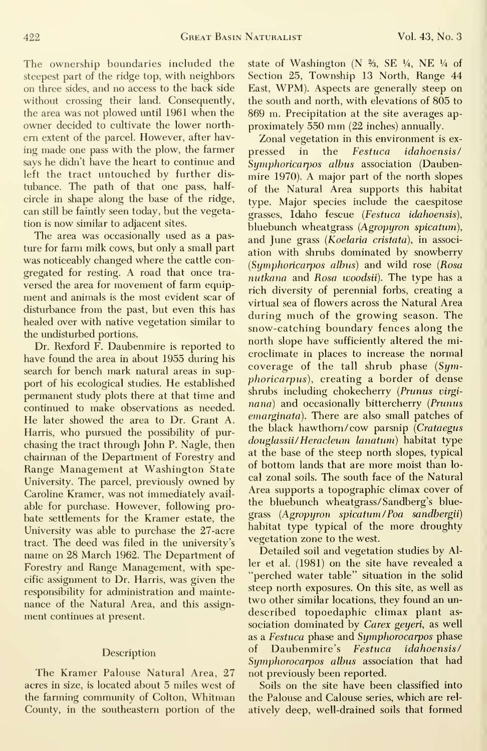The ownership boundaries included the steepest part of the ridge top, with neighbors on three sides, and no access to the back side without crossing their land. Consequently, the area was not plowed until 1961 when the owner decided to cultivate the lower northern extent of the parcel. However, after having made one pass with the plow, the farmer says he didn't have the heart to continue and left the tract untouched by further distubance. The path of that one pass, half-circle in shape along the base of the ridge, can still be faintly seen today, but the vegetation is now similar to adjacent sites.

The area was occasionally used as a pasture for farm milk cows, but only a small part was noticeably changed where the cattle congregated for resting. A road that once traversed the area for movement of farm equipment and animals is the most evident scar of disturbance from the past, but even this has healed over with native vegetation similar to the undisturbed portions.

Dr. Rexford F. Daubenmire is reported to have found the area in about 1955 during his search for bench mark natural areas in support of his ecological studies. He established permanent study plots there at that time and continued to make observations as needed. He later showed the area to Dr. Grant A. Harris, who pursued the possibility of purchasing the tract through John P. Nagle, then chairman of the Department of Forestry and Range Management at Washington State University. The parcel, previously owned by Caroline Kramer, was not immediately available for purchase. However, following probate settlements for the Kramer estate, the University was able to purchase the 27-acre tract. The deed was filed in the university's name on 28 March 1962. The Department of Forestry and Range Management, with specific assignment to Dr. Harris, was given the responsibility for administration and maintenance of the Natural Area, and this assignment continues at present.

## Description

The Kramer Palouse Natural Area, 27 acres in size, is located about 5 miles west of the farming community of Colton, Whitman County, in the southeastern portion of the state of Washington (N ⅔, SE ¼, NE ¼ of Section 25, Township 13 North, Range 44 East, WPM). Aspects are generally steep on the south and north, with elevations of 805 to 869 m. Precipitation at the site averages approximately 550 mm (22 inches) annually.

Zonal vegetation in this environment is expressed in the *Festuca idahoensis/Symphoricarpos albus* association (Daubenmire 1970). A major part of the north slopes of the Natural Area supports this habitat type. Major species include the caespitose grasses, Idaho fescue (*Festuca idahoensis*), bluebunch wheatgrass (*Agropyron spicatum*), and June grass (*Koelaria cristata*), in association with shrubs dominated by snowberry (*Symphoricarpos albus*) and wild rose (*Rosa nutkana* and *Rosa woodsii*). The type has a rich diversity of perennial forbs, creating a virtual sea of flowers across the Natural Area during much of the growing season. The snow-catching boundary fences along the north slope have sufficiently altered the microclimate in places to increase the normal coverage of the tall shrub phase (*Symphoricarpus*), creating a border of dense shrubs including chokecherry (*Prunus virginana*) and occasionally bittercherry (*Prunus emarginata*). There are also small patches of the black hawthorn/cow parsnip (*Crataegus douglassii/Heracleum lanatum*) habitat type at the base of the steep north slopes, typical of bottom lands that are more moist than local zonal soils. The south face of the Natural Area supports a topographic climax cover of the bluebunch wheatgrass/Sandberg's bluegrass (*Agropyron spicatum/Poa sandbergii*) habitat type typical of the more droughty vegetation zone to the west.

Detailed soil and vegetation studies by Aller et al. (1981) on the site have revealed a "perched water table" situation in the solid steep north exposures. On this site, as well as two other similar locations, they found an undescribed topoedaphic climax plant association dominated by *Carex geyeri*, as well as a *Festuca* phase and *Symphorocarpos* phase of Daubenmire's *Festuca idahoensis/Symphorocarpos albus* association that had not previously been reported.

Soils on the site have been classified into the Palouse and Calouse series, which are relatively deep, well-drained soils that formed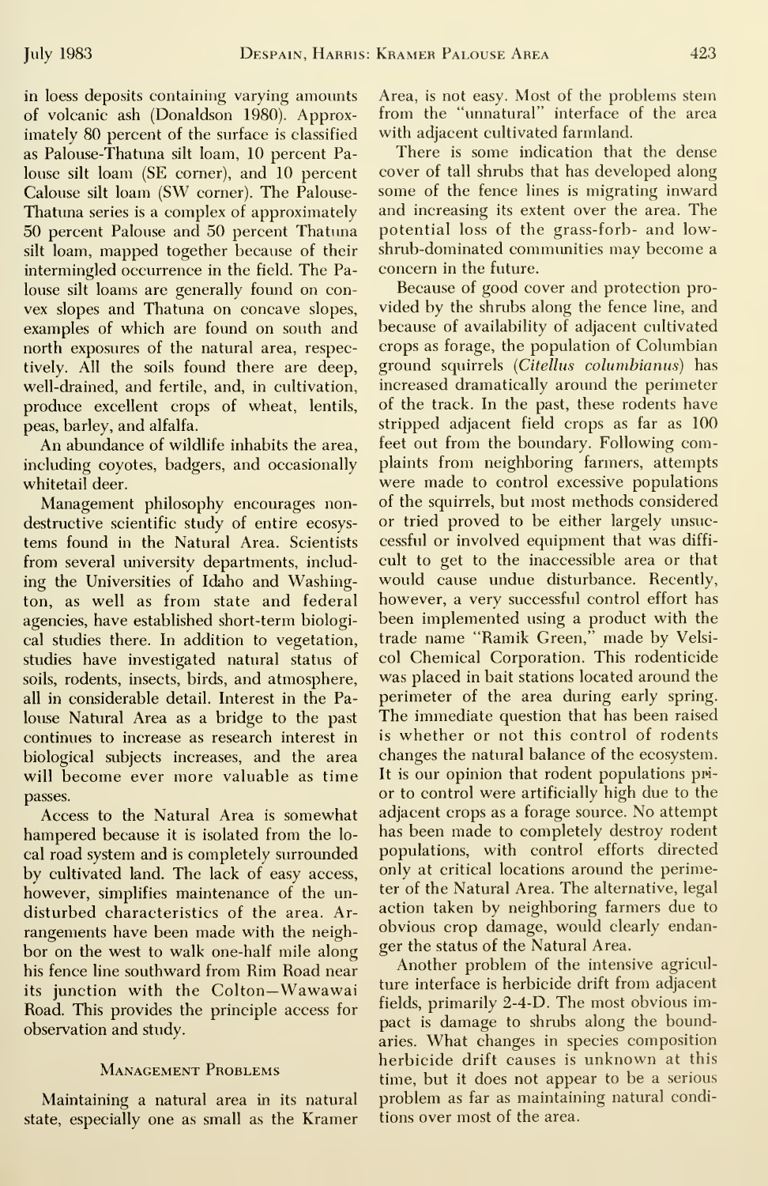in loess deposits containing varying amounts of volcanic ash (Donaldson 1980). Approximately 80 percent of the surface is classified as Palouse-Thatuna silt loam, 10 percent Palouse silt loam (SE corner), and 10 percent Calouse silt loam (SW corner). The Palouse-Thatuna series is a complex of approximately 50 percent Palouse and 50 percent Thatuna silt loam, mapped together because of their intermingled occurrence in the field. The Palouse silt loams are generally found on convex slopes and Thatuna on concave slopes, examples of which are found on south and north exposures of the natural area, respectively. All the soils found there are deep, well-drained, and fertile, and, in cultivation, produce excellent crops of wheat, lentils, peas, barley, and alfalfa.

An abundance of wildlife inhabits the area, including coyotes, badgers, and occasionally whitetail deer.

Management philosophy encourages nondestructive scientific study of entire ecosystems found in the Natural Area. Scientists from several university departments, including the Universities of Idaho and Washington, as well as from state and federal agencies, have established short-term biological studies there. In addition to vegetation, studies have investigated natural status of soils, rodents, insects, birds, and atmosphere, all in considerable detail. Interest in the Palouse Natural Area as a bridge to the past continues to increase as research interest in biological subjects increases, and the area will become ever more valuable as time passes.

Access to the Natural Area is somewhat hampered because it is isolated from the local road system and is completely surrounded by cultivated land. The lack of easy access, however, simplifies maintenance of the undisturbed characteristics of the area. Arrangements have been made with the neighbor on the west to walk one-half mile along his fence line southward from Rim Road near its junction with the Colton—Wawawai Road. This provides the principle access for observation and study.

## Management Problems

Maintaining a natural area in its natural state, especially one as small as the Kramer Area, is not easy. Most of the problems stem from the "unnatural" interface of the area with adjacent cultivated farmland.

There is some indication that the dense cover of tall shrubs that has developed along some of the fence lines is migrating inward and increasing its extent over the area. The potential loss of the grass-forb- and low-shrub-dominated communities may become a concern in the future.

Because of good cover and protection provided by the shrubs along the fence line, and because of availability of adjacent cultivated crops as forage, the population of Columbian ground squirrels (*Citellus columbianus*) has increased dramatically around the perimeter of the track. In the past, these rodents have stripped adjacent field crops as far as 100 feet out from the boundary. Following complaints from neighboring farmers, attempts were made to control excessive populations of the squirrels, but most methods considered or tried proved to be either largely unsuccessful or involved equipment that was difficult to get to the inaccessible area or that would cause undue disturbance. Recently, however, a very successful control effort has been implemented using a product with the trade name "Ramik Green," made by Velsicol Chemical Corporation. This rodenticide was placed in bait stations located around the perimeter of the area during early spring. The immediate question that has been raised is whether or not this control of rodents changes the natural balance of the ecosystem. It is our opinion that rodent populations prior to control were artificially high due to the adjacent crops as a forage source. No attempt has been made to completely destroy rodent populations, with control efforts directed only at critical locations around the perimeter of the Natural Area. The alternative, legal action taken by neighboring farmers due to obvious crop damage, would clearly endanger the status of the Natural Area.

Another problem of the intensive agriculture interface is herbicide drift from adjacent fields, primarily 2-4-D. The most obvious impact is damage to shrubs along the boundaries. What changes in species composition herbicide drift causes is unknown at this time, but it does not appear to be a serious problem as far as maintaining natural conditions over most of the area.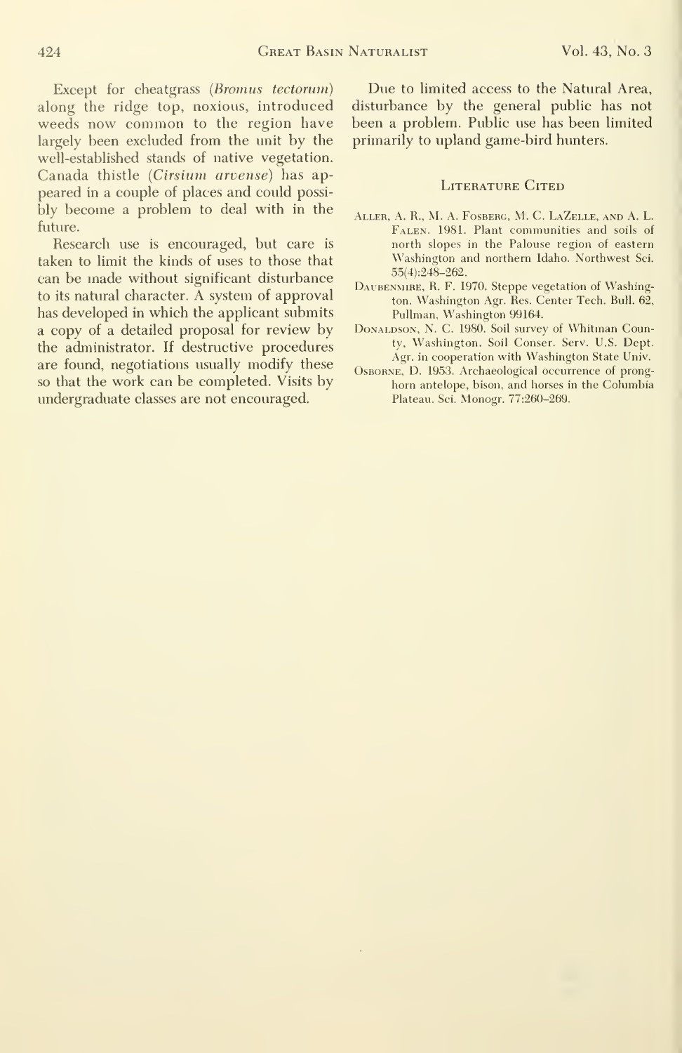Except for cheatgrass (*Bromus tectorum*) along the ridge top, noxious, introduced weeds now common to the region have largely been excluded from the unit by the well-established stands of native vegetation. Canada thistle (*Cirsium arvense*) has appeared in a couple of places and could possibly become a problem to deal with in the future.

Research use is encouraged, but care is taken to limit the kinds of uses to those that can be made without significant disturbance to its natural character. A system of approval has developed in which the applicant submits a copy of a detailed proposal for review by the administrator. If destructive procedures are found, negotiations usually modify these so that the work can be completed. Visits by undergraduate classes are not encouraged.

Due to limited access to the Natural Area, disturbance by the general public has not been a problem. Public use has been limited primarily to upland game-bird hunters.

## Literature Cited

Aller, A. R., M. A. Fosberg, M. C. LaZelle, and A. L. Falen. 1981. Plant communities and soils of north slopes in the Palouse region of eastern Washington and northern Idaho. Northwest Sci. 55(4):248–262.

Daubenmire, R. F. 1970. Steppe vegetation of Washington. Washington Agr. Res. Center Tech. Bull. 62, Pullman, Washington 99164.

Donaldson, N. C. 1980. Soil survey of Whitman County, Washington. Soil Conser. Serv. U.S. Dept. Agr. in cooperation with Washington State Univ.

Osborne, D. 1953. Archaeological occurrence of pronghorn antelope, bison, and horses in the Columbia Plateau. Sci. Monogr. 77:260–269.